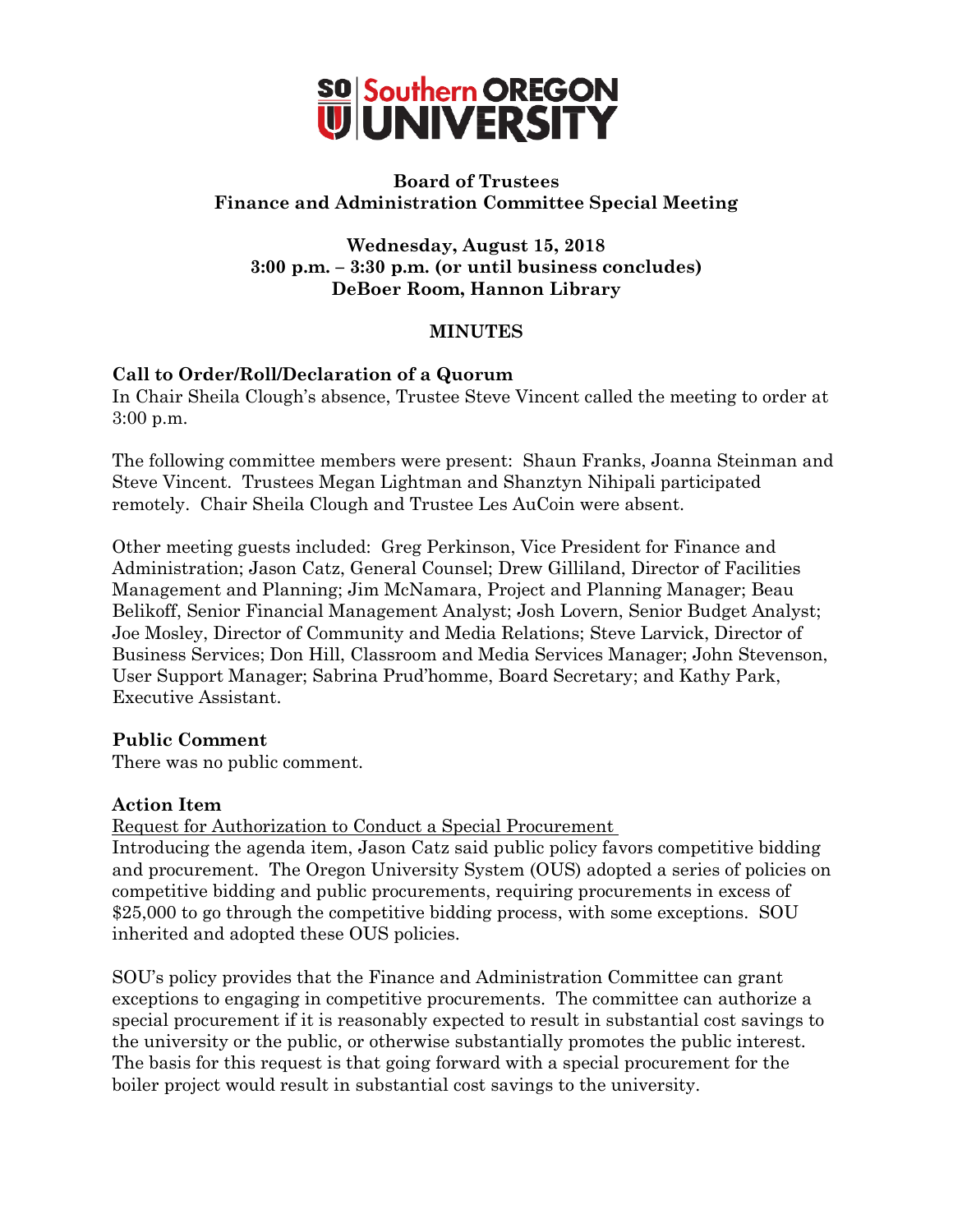# Southern OREGON UNIVERSITY

## Board of Trustees
## Finance and Administration Committee Special Meeting

**Wednesday, August 15, 2018**
**3:00 p.m. – 3:30 p.m. (or until business concludes)**
**DeBoer Room, Hannon Library**

**MINUTES**

### Call to Order/Roll/Declaration of a Quorum

In Chair Sheila Clough's absence, Trustee Steve Vincent called the meeting to order at 3:00 p.m.

The following committee members were present: Shaun Franks, Joanna Steinman and Steve Vincent. Trustees Megan Lightman and Shanztyn Nihipali participated remotely. Chair Sheila Clough and Trustee Les AuCoin were absent.

Other meeting guests included: Greg Perkinson, Vice President for Finance and Administration; Jason Catz, General Counsel; Drew Gilliland, Director of Facilities Management and Planning; Jim McNamara, Project and Planning Manager; Beau Belikoff, Senior Financial Management Analyst; Josh Lovern, Senior Budget Analyst; Joe Mosley, Director of Community and Media Relations; Steve Larvick, Director of Business Services; Don Hill, Classroom and Media Services Manager; John Stevenson, User Support Manager; Sabrina Prud'homme, Board Secretary; and Kathy Park, Executive Assistant.

### Public Comment

There was no public comment.

### Action Item

<u>Request for Authorization to Conduct a Special Procurement</u>

Introducing the agenda item, Jason Catz said public policy favors competitive bidding and procurement. The Oregon University System (OUS) adopted a series of policies on competitive bidding and public procurements, requiring procurements in excess of $25,000 to go through the competitive bidding process, with some exceptions. SOU inherited and adopted these OUS policies.

SOU's policy provides that the Finance and Administration Committee can grant exceptions to engaging in competitive procurements. The committee can authorize a special procurement if it is reasonably expected to result in substantial cost savings to the university or the public, or otherwise substantially promotes the public interest. The basis for this request is that going forward with a special procurement for the boiler project would result in substantial cost savings to the university.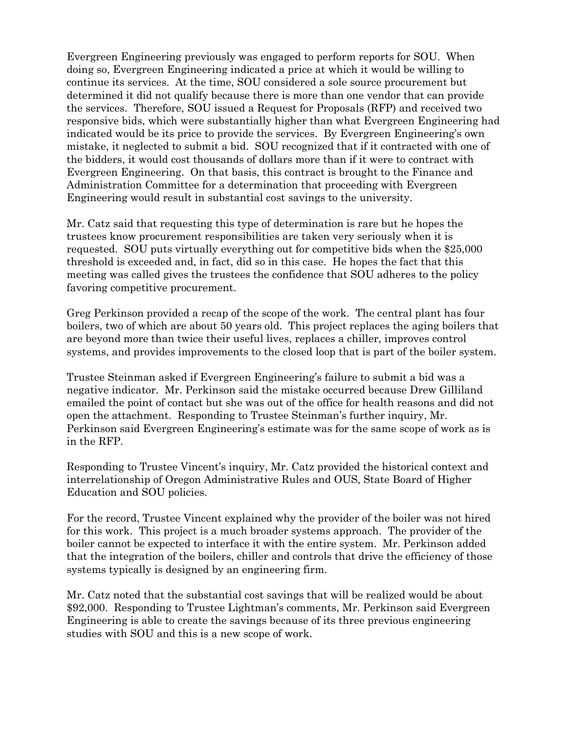Evergreen Engineering previously was engaged to perform reports for SOU. When doing so, Evergreen Engineering indicated a price at which it would be willing to continue its services. At the time, SOU considered a sole source procurement but determined it did not qualify because there is more than one vendor that can provide the services. Therefore, SOU issued a Request for Proposals (RFP) and received two responsive bids, which were substantially higher than what Evergreen Engineering had indicated would be its price to provide the services. By Evergreen Engineering's own mistake, it neglected to submit a bid. SOU recognized that if it contracted with one of the bidders, it would cost thousands of dollars more than if it were to contract with Evergreen Engineering. On that basis, this contract is brought to the Finance and Administration Committee for a determination that proceeding with Evergreen Engineering would result in substantial cost savings to the university.

Mr. Catz said that requesting this type of determination is rare but he hopes the trustees know procurement responsibilities are taken very seriously when it is requested. SOU puts virtually everything out for competitive bids when the $25,000 threshold is exceeded and, in fact, did so in this case. He hopes the fact that this meeting was called gives the trustees the confidence that SOU adheres to the policy favoring competitive procurement.

Greg Perkinson provided a recap of the scope of the work. The central plant has four boilers, two of which are about 50 years old. This project replaces the aging boilers that are beyond more than twice their useful lives, replaces a chiller, improves control systems, and provides improvements to the closed loop that is part of the boiler system.

Trustee Steinman asked if Evergreen Engineering's failure to submit a bid was a negative indicator. Mr. Perkinson said the mistake occurred because Drew Gilliland emailed the point of contact but she was out of the office for health reasons and did not open the attachment. Responding to Trustee Steinman's further inquiry, Mr. Perkinson said Evergreen Engineering's estimate was for the same scope of work as is in the RFP.

Responding to Trustee Vincent's inquiry, Mr. Catz provided the historical context and interrelationship of Oregon Administrative Rules and OUS, State Board of Higher Education and SOU policies.

For the record, Trustee Vincent explained why the provider of the boiler was not hired for this work. This project is a much broader systems approach. The provider of the boiler cannot be expected to interface it with the entire system. Mr. Perkinson added that the integration of the boilers, chiller and controls that drive the efficiency of those systems typically is designed by an engineering firm.

Mr. Catz noted that the substantial cost savings that will be realized would be about $92,000. Responding to Trustee Lightman's comments, Mr. Perkinson said Evergreen Engineering is able to create the savings because of its three previous engineering studies with SOU and this is a new scope of work.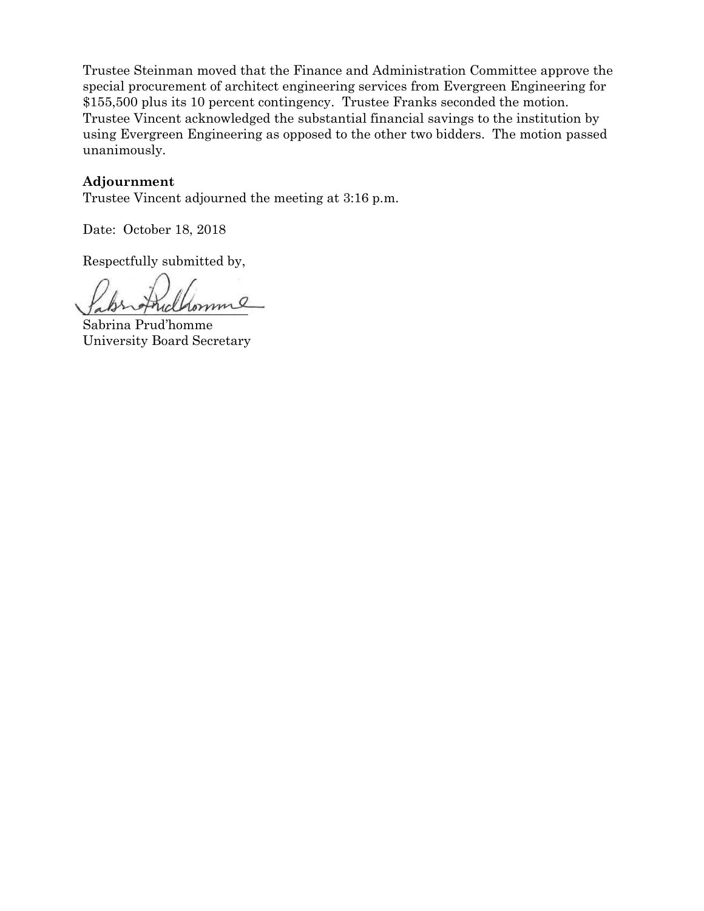Trustee Steinman moved that the Finance and Administration Committee approve the special procurement of architect engineering services from Evergreen Engineering for $155,500 plus its 10 percent contingency. Trustee Franks seconded the motion. Trustee Vincent acknowledged the substantial financial savings to the institution by using Evergreen Engineering as opposed to the other two bidders. The motion passed unanimously.

**Adjournment**
Trustee Vincent adjourned the meeting at 3:16 p.m.

Date: October 18, 2018

Respectfully submitted by,

Sabrina Prud'homme
University Board Secretary